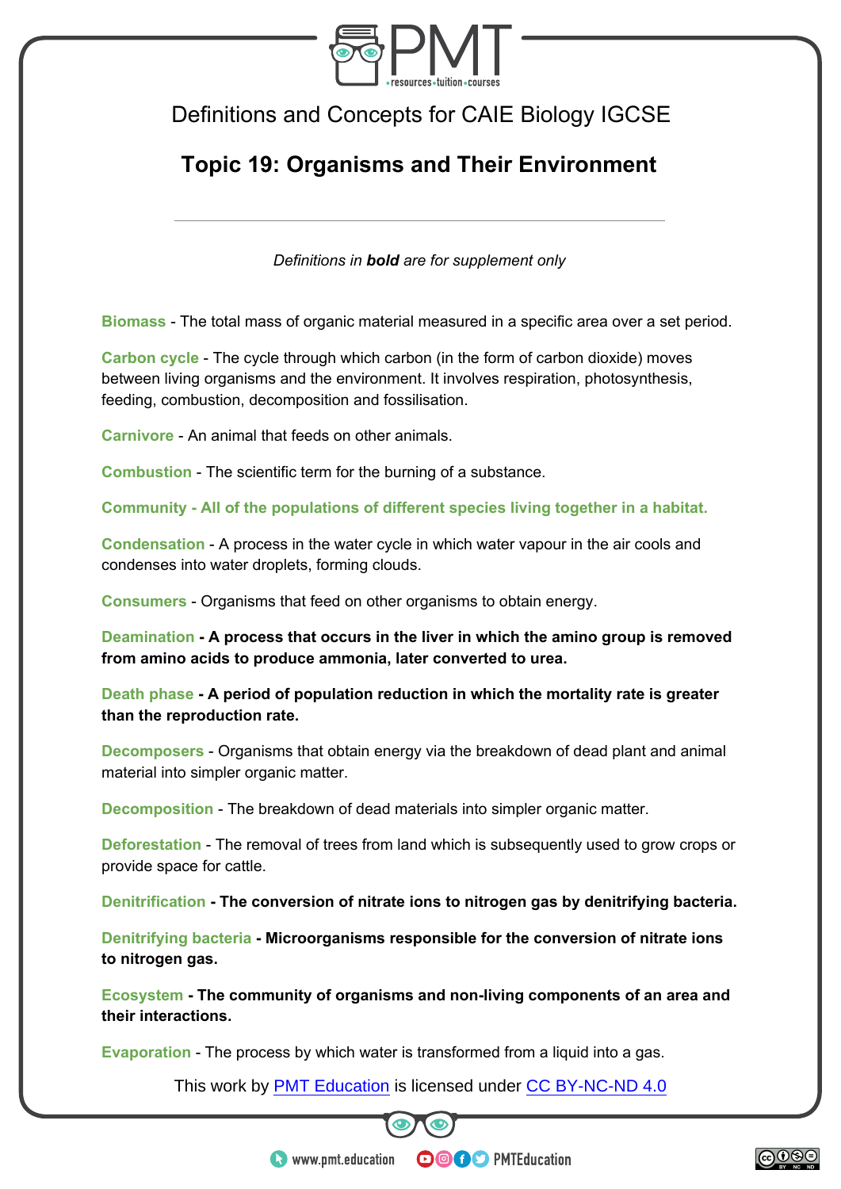Definitions and Concepts for CAIE Biology IGCSE

# Topic 19: Organisms and Their Environment

*Definitions in **bold** are for supplement only*

Biomass - The total mass of organic material measured in a specific area over a set period.

Carbon cycle - The cycle through which carbon (in the form of carbon dioxide) moves between living organisms and the environment. It involves respiration, photosynthesis, feeding, combustion, decomposition and fossilisation.

Carnivore - An animal that feeds on other animals.

Combustion - The scientific term for the burning of a substance.

**Community - All of the populations of different species living together in a habitat.**

Condensation - A process in the water cycle in which water vapour in the air cools and condenses into water droplets, forming clouds.

Consumers - Organisms that feed on other organisms to obtain energy.

Deamination **- A process that occurs in the liver in which the amino group is removed from amino acids to produce ammonia, later converted to urea.**

Death phase **- A period of population reduction in which the mortality rate is greater than the reproduction rate.**

Decomposers - Organisms that obtain energy via the breakdown of dead plant and animal material into simpler organic matter.

Decomposition - The breakdown of dead materials into simpler organic matter.

Deforestation - The removal of trees from land which is subsequently used to grow crops or provide space for cattle.

Denitrification **- The conversion of nitrate ions to nitrogen gas by denitrifying bacteria.**

Denitrifying bacteria **- Microorganisms responsible for the conversion of nitrate ions to nitrogen gas.**

Ecosystem **- The community of organisms and non-living components of an area and their interactions.**

Evaporation - The process by which water is transformed from a liquid into a gas.

This work by PMT Education is licensed under CC BY-NC-ND 4.0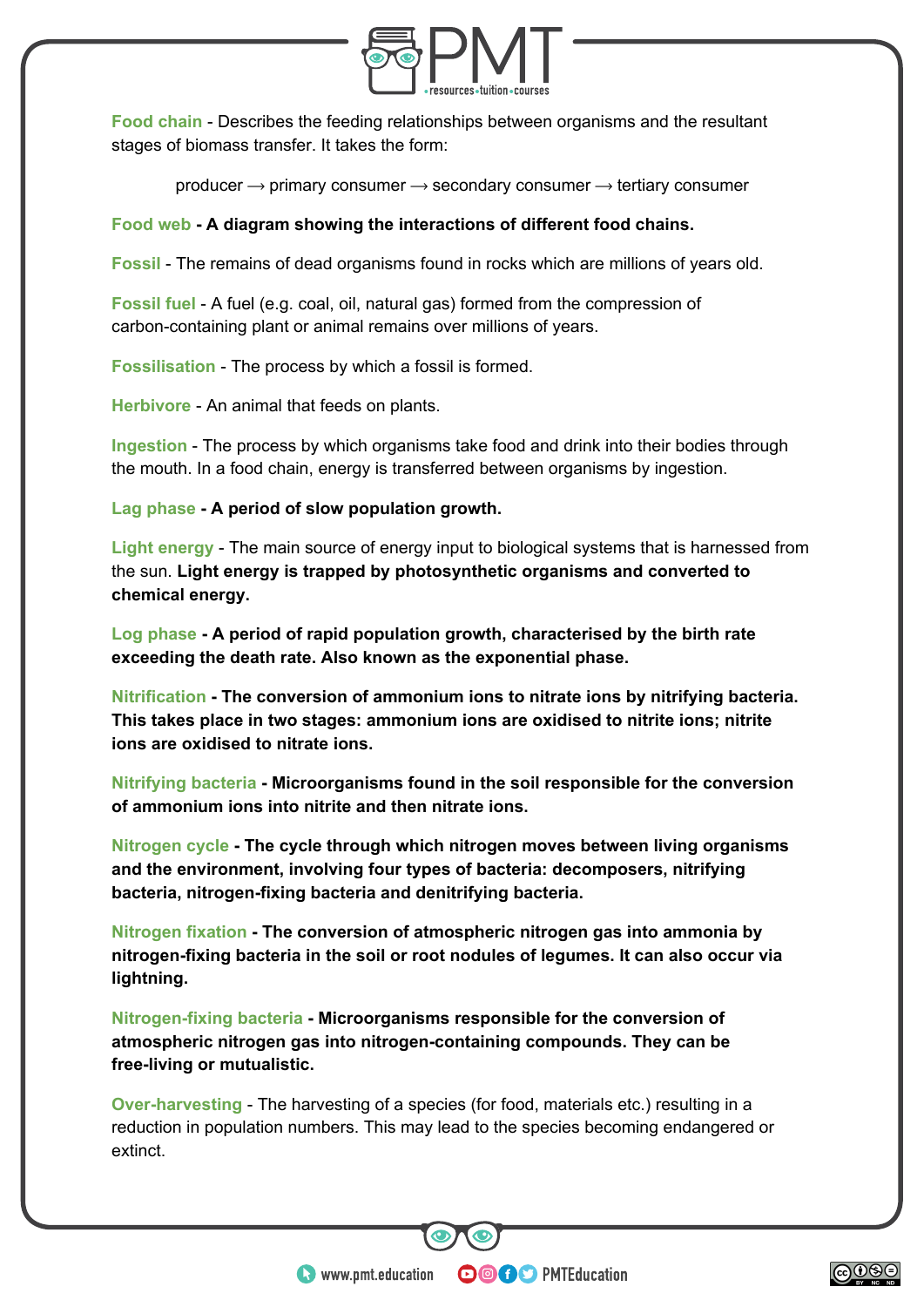**Food chain** - Describes the feeding relationships between organisms and the resultant stages of biomass transfer. It takes the form:

producer ⟶ primary consumer ⟶ secondary consumer ⟶ tertiary consumer

**Food web** - **A diagram showing the interactions of different food chains.**

**Fossil** - The remains of dead organisms found in rocks which are millions of years old.

**Fossil fuel** - A fuel (e.g. coal, oil, natural gas) formed from the compression of carbon-containing plant or animal remains over millions of years.

**Fossilisation** - The process by which a fossil is formed.

**Herbivore** - An animal that feeds on plants.

**Ingestion** - The process by which organisms take food and drink into their bodies through the mouth. In a food chain, energy is transferred between organisms by ingestion.

**Lag phase** - **A period of slow population growth.**

**Light energy** - The main source of energy input to biological systems that is harnessed from the sun. **Light energy is trapped by photosynthetic organisms and converted to chemical energy.**

**Log phase** - **A period of rapid population growth, characterised by the birth rate exceeding the death rate. Also known as the exponential phase.**

**Nitrification** - **The conversion of ammonium ions to nitrate ions by nitrifying bacteria. This takes place in two stages: ammonium ions are oxidised to nitrite ions; nitrite ions are oxidised to nitrate ions.**

**Nitrifying bacteria** - **Microorganisms found in the soil responsible for the conversion of ammonium ions into nitrite and then nitrate ions.**

**Nitrogen cycle** - **The cycle through which nitrogen moves between living organisms and the environment, involving four types of bacteria: decomposers, nitrifying bacteria, nitrogen-fixing bacteria and denitrifying bacteria.**

**Nitrogen fixation** - **The conversion of atmospheric nitrogen gas into ammonia by nitrogen-fixing bacteria in the soil or root nodules of legumes. It can also occur via lightning.**

**Nitrogen-fixing bacteria** - **Microorganisms responsible for the conversion of atmospheric nitrogen gas into nitrogen-containing compounds. They can be free-living or mutualistic.**

**Over-harvesting** - The harvesting of a species (for food, materials etc.) resulting in a reduction in population numbers. This may lead to the species becoming endangered or extinct.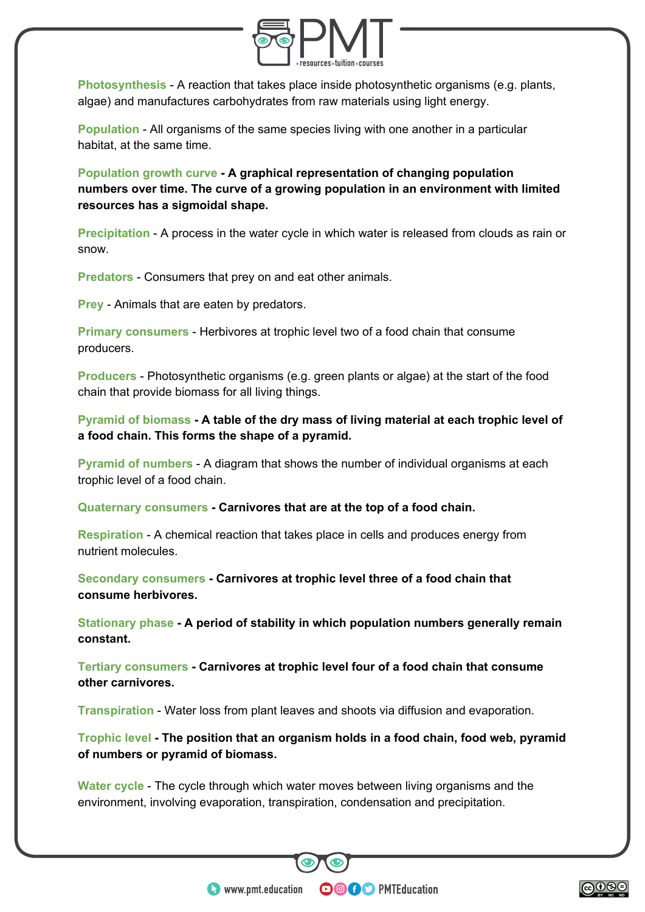**Photosynthesis** - A reaction that takes place inside photosynthetic organisms (e.g. plants, algae) and manufactures carbohydrates from raw materials using light energy.

**Population** - All organisms of the same species living with one another in a particular habitat, at the same time.

**Population growth curve** - **A graphical representation of changing population numbers over time. The curve of a growing population in an environment with limited resources has a sigmoidal shape.**

**Precipitation** - A process in the water cycle in which water is released from clouds as rain or snow.

**Predators** - Consumers that prey on and eat other animals.

**Prey** - Animals that are eaten by predators.

**Primary consumers** - Herbivores at trophic level two of a food chain that consume producers.

**Producers** - Photosynthetic organisms (e.g. green plants or algae) at the start of the food chain that provide biomass for all living things.

**Pyramid of biomass** - **A table of the dry mass of living material at each trophic level of a food chain. This forms the shape of a pyramid.**

**Pyramid of numbers** - A diagram that shows the number of individual organisms at each trophic level of a food chain.

**Quaternary consumers** - **Carnivores that are at the top of a food chain.**

**Respiration** - A chemical reaction that takes place in cells and produces energy from nutrient molecules.

**Secondary consumers** - **Carnivores at trophic level three of a food chain that consume herbivores.**

**Stationary phase** - **A period of stability in which population numbers generally remain constant.**

**Tertiary consumers** - **Carnivores at trophic level four of a food chain that consume other carnivores.**

**Transpiration** - Water loss from plant leaves and shoots via diffusion and evaporation.

**Trophic level** - **The position that an organism holds in a food chain, food web, pyramid of numbers or pyramid of biomass.**

**Water cycle** - The cycle through which water moves between living organisms and the environment, involving evaporation, transpiration, condensation and precipitation.